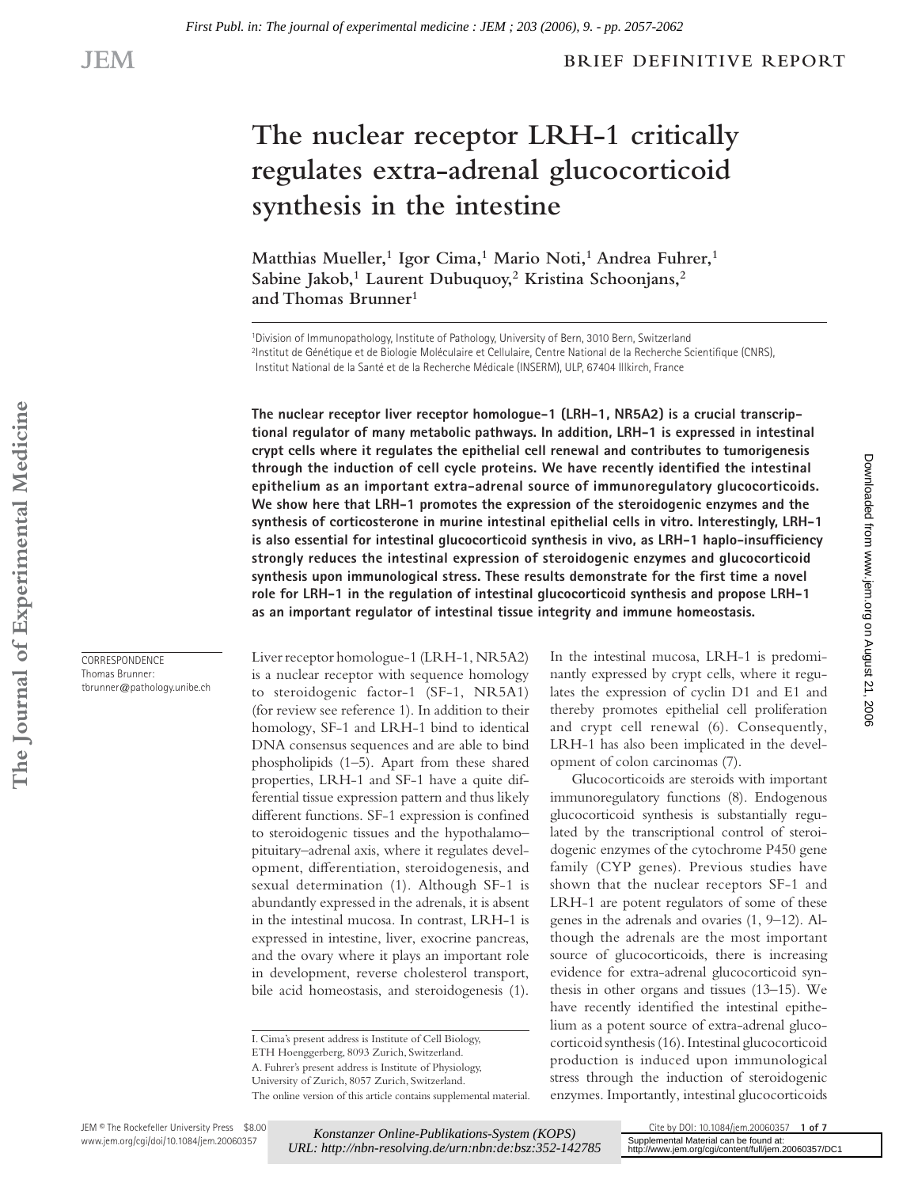# The nuclear receptor LRH-1 critically regulates extra-adrenal glucocorticoid synthesis in the intestine

Matthias Mueller,[1] Igor Cima,[1] Mario Noti,[1] Andrea Fuhrer,[1] Sabine Jakob,[1] Laurent Dubuquoy,[2] Kristina Schoonjans,[2] and Thomas Brunner[1]

[1]Division of Immunopathology, Institute of Pathology, University of Bern, 3010 Bern, Switzerland
[2]Institut de Génétique et de Biologie Moléculaire et Cellulaire, Centre National de la Recherche Scientifique (CNRS), Institut National de la Santé et de la Recherche Médicale (INSERM), ULP, 67404 Illkirch, France

**The nuclear receptor liver receptor homologue-1 (LRH-1, NR5A2) is a crucial transcriptional regulator of many metabolic pathways. In addition, LRH-1 is expressed in intestinal crypt cells where it regulates the epithelial cell renewal and contributes to tumorigenesis through the induction of cell cycle proteins. We have recently identified the intestinal epithelium as an important extra-adrenal source of immunoregulatory glucocorticoids. We show here that LRH-1 promotes the expression of the steroidogenic enzymes and the synthesis of corticosterone in murine intestinal epithelial cells in vitro. Interestingly, LRH-1 is also essential for intestinal glucocorticoid synthesis in vivo, as LRH-1 haplo-insufficiency strongly reduces the intestinal expression of steroidogenic enzymes and glucocorticoid synthesis upon immunological stress. These results demonstrate for the first time a novel role for LRH-1 in the regulation of intestinal glucocorticoid synthesis and propose LRH-1 as an important regulator of intestinal tissue integrity and immune homeostasis.**

CORRESPONDENCE
Thomas Brunner:
tbrunner@pathology.unibe.ch

Liver receptor homologue-1 (LRH-1, NR5A2) is a nuclear receptor with sequence homology to steroidogenic factor-1 (SF-1, NR5A1) (for review see reference 1). In addition to their homology, SF-1 and LRH-1 bind to identical DNA consensus sequences and are able to bind phospholipids (1–5). Apart from these shared properties, LRH-1 and SF-1 have a quite differential tissue expression pattern and thus likely different functions. SF-1 expression is confined to steroidogenic tissues and the hypothalamo–pituitary–adrenal axis, where it regulates development, differentiation, steroidogenesis, and sexual determination (1). Although SF-1 is abundantly expressed in the adrenals, it is absent in the intestinal mucosa. In contrast, LRH-1 is expressed in intestine, liver, exocrine pancreas, and the ovary where it plays an important role in development, reverse cholesterol transport, bile acid homeostasis, and steroidogenesis (1). In the intestinal mucosa, LRH-1 is predominantly expressed by crypt cells, where it regulates the expression of cyclin D1 and E1 and thereby promotes epithelial cell proliferation and crypt cell renewal (6). Consequently, LRH-1 has also been implicated in the development of colon carcinomas (7).

Glucocorticoids are steroids with important immunoregulatory functions (8). Endogenous glucocorticoid synthesis is substantially regulated by the transcriptional control of steroidogenic enzymes of the cytochrome P450 gene family (CYP genes). Previous studies have shown that the nuclear receptors SF-1 and LRH-1 are potent regulators of some of these genes in the adrenals and ovaries (1, 9–12). Although the adrenals are the most important source of glucocorticoids, there is increasing evidence for extra-adrenal glucocorticoid synthesis in other organs and tissues (13–15). We have recently identified the intestinal epithelium as a potent source of extra-adrenal glucocorticoid synthesis (16). Intestinal glucocorticoid production is induced upon immunological stress through the induction of steroidogenic enzymes. Importantly, intestinal glucocorticoids

I. Cima's present address is Institute of Cell Biology, ETH Hoenggerberg, 8093 Zurich, Switzerland.
A. Fuhrer's present address is Institute of Physiology, University of Zurich, 8057 Zurich, Switzerland.
The online version of this article contains supplemental material.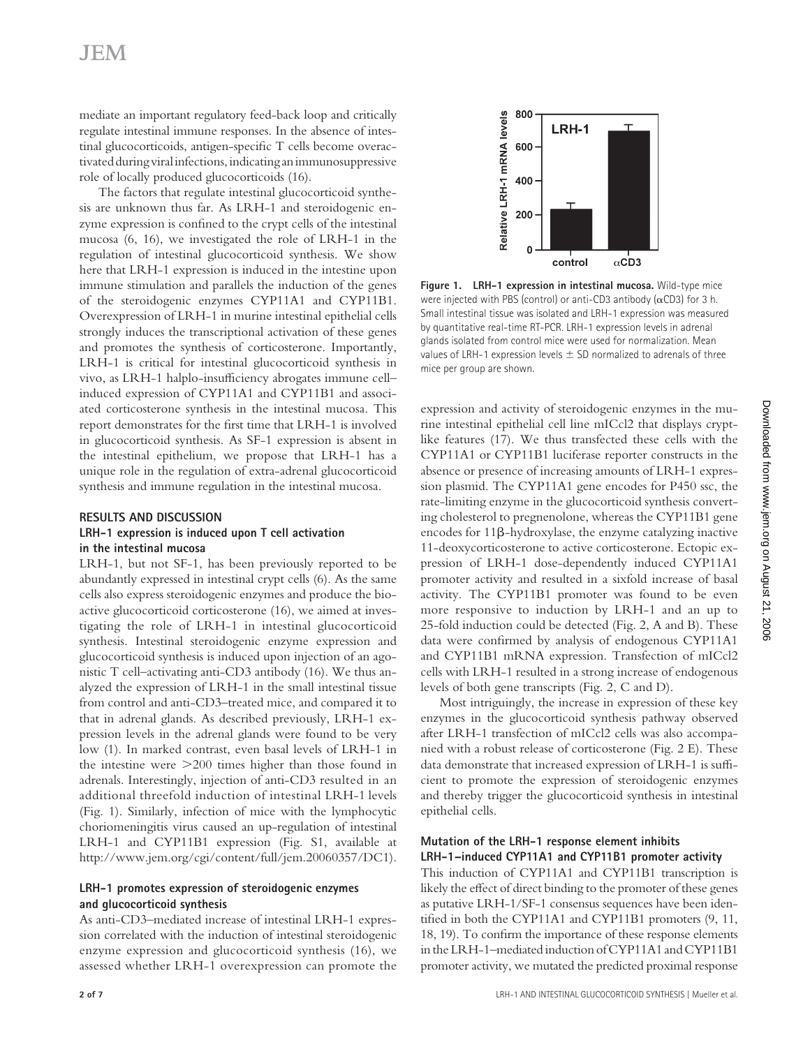mediate an important regulatory feed-back loop and critically regulate intestinal immune responses. In the absence of intestinal glucocorticoids, antigen-specific T cells become overactivated during viral infections, indicating an immunosuppressive role of locally produced glucocorticoids (16).

The factors that regulate intestinal glucocorticoid synthesis are unknown thus far. As LRH-1 and steroidogenic enzyme expression is confined to the crypt cells of the intestinal mucosa (6, 16), we investigated the role of LRH-1 in the regulation of intestinal glucocorticoid synthesis. We show here that LRH-1 expression is induced in the intestine upon immune stimulation and parallels the induction of the genes of the steroidogenic enzymes CYP11A1 and CYP11B1. Overexpression of LRH-1 in murine intestinal epithelial cells strongly induces the transcriptional activation of these genes and promotes the synthesis of corticosterone. Importantly, LRH-1 is critical for intestinal glucocorticoid synthesis in vivo, as LRH-1 halplo-insufficiency abrogates immune cell–induced expression of CYP11A1 and CYP11B1 and associated corticosterone synthesis in the intestinal mucosa. This report demonstrates for the first time that LRH-1 is involved in glucocorticoid synthesis. As SF-1 expression is absent in the intestinal epithelium, we propose that LRH-1 has a unique role in the regulation of extra-adrenal glucocorticoid synthesis and immune regulation in the intestinal mucosa.

## RESULTS AND DISCUSSION

### LRH-1 expression is induced upon T cell activation in the intestinal mucosa

LRH-1, but not SF-1, has been previously reported to be abundantly expressed in intestinal crypt cells (6). As the same cells also express steroidogenic enzymes and produce the bioactive glucocorticoid corticosterone (16), we aimed at investigating the role of LRH-1 in intestinal glucocorticoid synthesis. Intestinal steroidogenic enzyme expression and glucocorticoid synthesis is induced upon injection of an agonistic T cell–activating anti-CD3 antibody (16). We thus analyzed the expression of LRH-1 in the small intestinal tissue from control and anti-CD3–treated mice, and compared it to that in adrenal glands. As described previously, LRH-1 expression levels in the adrenal glands were found to be very low (1). In marked contrast, even basal levels of LRH-1 in the intestine were >200 times higher than those found in adrenals. Interestingly, injection of anti-CD3 resulted in an additional threefold induction of intestinal LRH-1 levels (Fig. 1). Similarly, infection of mice with the lymphocytic choriomeningitis virus caused an up-regulation of intestinal LRH-1 and CYP11B1 expression (Fig. S1, available at http://www.jem.org/cgi/content/full/jem.20060357/DC1).

**Figure 1. LRH-1 expression in intestinal mucosa.** Wild-type mice were injected with PBS (control) or anti-CD3 antibody (αCD3) for 3 h. Small intestinal tissue was isolated and LRH-1 expression was measured by quantitative real-time RT-PCR. LRH-1 expression levels in adrenal glands isolated from control mice were used for normalization. Mean values of LRH-1 expression levels ± SD normalized to adrenals of three mice per group are shown.

### LRH-1 promotes expression of steroidogenic enzymes and glucocorticoid synthesis

As anti-CD3–mediated increase of intestinal LRH-1 expression correlated with the induction of intestinal steroidogenic enzyme expression and glucocorticoid synthesis (16), we assessed whether LRH-1 overexpression can promote the expression and activity of steroidogenic enzymes in the murine intestinal epithelial cell line mICcl2 that displays crypt-like features (17). We thus transfected these cells with the CYP11A1 or CYP11B1 luciferase reporter constructs in the absence or presence of increasing amounts of LRH-1 expression plasmid. The CYP11A1 gene encodes for P450 ssc, the rate-limiting enzyme in the glucocorticoid synthesis converting cholesterol to pregnenolone, whereas the CYP11B1 gene encodes for 11β-hydroxylase, the enzyme catalyzing inactive 11-deoxycorticosterone to active corticosterone. Ectopic expression of LRH-1 dose-dependently induced CYP11A1 promoter activity and resulted in a sixfold increase of basal activity. The CYP11B1 promoter was found to be even more responsive to induction by LRH-1 and an up to 25-fold induction could be detected (Fig. 2, A and B). These data were confirmed by analysis of endogenous CYP11A1 and CYP11B1 mRNA expression. Transfection of mICcl2 cells with LRH-1 resulted in a strong increase of endogenous levels of both gene transcripts (Fig. 2, C and D).

Most intriguingly, the increase in expression of these key enzymes in the glucocorticoid synthesis pathway observed after LRH-1 transfection of mICcl2 cells was also accompanied with a robust release of corticosterone (Fig. 2 E). These data demonstrate that increased expression of LRH-1 is sufficient to promote the expression of steroidogenic enzymes and thereby trigger the glucocorticoid synthesis in intestinal epithelial cells.

### Mutation of the LRH-1 response element inhibits LRH-1–induced CYP11A1 and CYP11B1 promoter activity

This induction of CYP11A1 and CYP11B1 transcription is likely the effect of direct binding to the promoter of these genes as putative LRH-1/SF-1 consensus sequences have been identified in both the CYP11A1 and CYP11B1 promoters (9, 11, 18, 19). To confirm the importance of these response elements in the LRH-1–mediated induction of CYP11A1 and CYP11B1 promoter activity, we mutated the predicted proximal response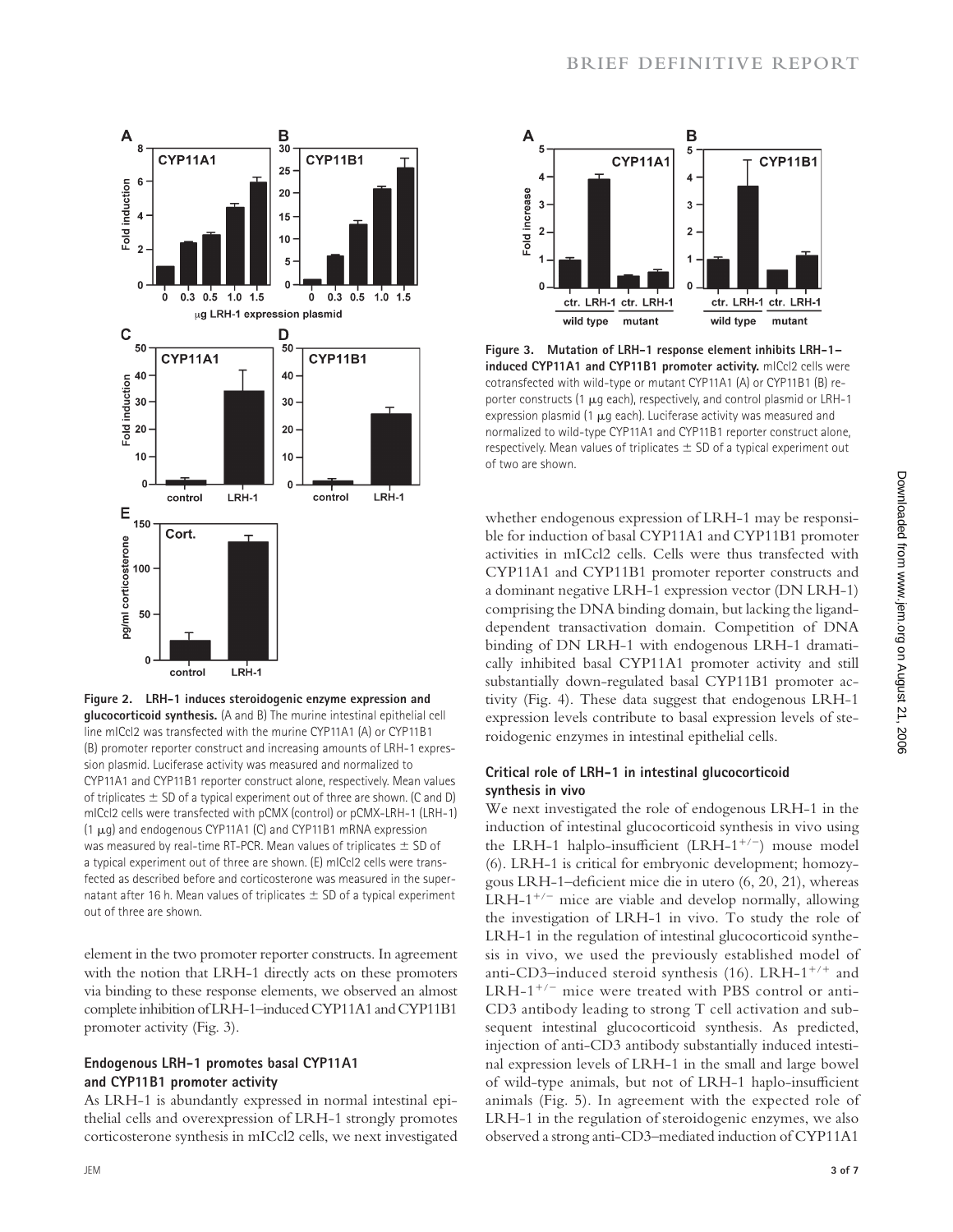**Figure 2. LRH-1 induces steroidogenic enzyme expression and glucocorticoid synthesis.** (A and B) The murine intestinal epithelial cell line mICcl2 was transfected with the murine CYP11A1 (A) or CYP11B1 (B) promoter reporter construct and increasing amounts of LRH-1 expression plasmid. Luciferase activity was measured and normalized to CYP11A1 and CYP11B1 reporter construct alone, respectively. Mean values of triplicates ± SD of a typical experiment out of three are shown. (C and D) mICcl2 cells were transfected with pCMX (control) or pCMX-LRH-1 (LRH-1) (1 μg) and endogenous CYP11A1 (C) and CYP11B1 mRNA expression was measured by real-time RT-PCR. Mean values of triplicates ± SD of a typical experiment out of three are shown. (E) mICcl2 cells were transfected as described before and corticosterone was measured in the supernatant after 16 h. Mean values of triplicates ± SD of a typical experiment out of three are shown.

element in the two promoter reporter constructs. In agreement with the notion that LRH-1 directly acts on these promoters via binding to these response elements, we observed an almost complete inhibition of LRH-1–induced CYP11A1 and CYP11B1 promoter activity (Fig. 3).

### Endogenous LRH-1 promotes basal CYP11A1 and CYP11B1 promoter activity

As LRH-1 is abundantly expressed in normal intestinal epithelial cells and overexpression of LRH-1 strongly promotes corticosterone synthesis in mICcl2 cells, we next investigated whether endogenous expression of LRH-1 may be responsible for induction of basal CYP11A1 and CYP11B1 promoter activities in mICcl2 cells. Cells were thus transfected with CYP11A1 and CYP11B1 promoter reporter constructs and a dominant negative LRH-1 expression vector (DN LRH-1) comprising the DNA binding domain, but lacking the ligand-dependent transactivation domain. Competition of DNA binding of DN LRH-1 with endogenous LRH-1 dramatically inhibited basal CYP11A1 promoter activity and still substantially down-regulated basal CYP11B1 promoter activity (Fig. 4). These data suggest that endogenous LRH-1 expression levels contribute to basal expression levels of steroidogenic enzymes in intestinal epithelial cells.

**Figure 3. Mutation of LRH-1 response element inhibits LRH-1–induced CYP11A1 and CYP11B1 promoter activity.** mICcl2 cells were cotransfected with wild-type or mutant CYP11A1 (A) or CYP11B1 (B) reporter constructs (1 μg each), respectively, and control plasmid or LRH-1 expression plasmid (1 μg each). Luciferase activity was measured and normalized to wild-type CYP11A1 and CYP11B1 reporter construct alone, respectively. Mean values of triplicates ± SD of a typical experiment out of two are shown.

### Critical role of LRH-1 in intestinal glucocorticoid synthesis in vivo

We next investigated the role of endogenous LRH-1 in the induction of intestinal glucocorticoid synthesis in vivo using the LRH-1 halplo-insufficient (LRH-$1^{+/-}$) mouse model (6). LRH-1 is critical for embryonic development; homozygous LRH-1–deficient mice die in utero (6, 20, 21), whereas LRH-$1^{+/-}$ mice are viable and develop normally, allowing the investigation of LRH-1 in vivo. To study the role of LRH-1 in the regulation of intestinal glucocorticoid synthesis in vivo, we used the previously established model of anti-CD3–induced steroid synthesis (16). LRH-$1^{+/+}$ and LRH-$1^{+/-}$ mice were treated with PBS control or anti-CD3 antibody leading to strong T cell activation and subsequent intestinal glucocorticoid synthesis. As predicted, injection of anti-CD3 antibody substantially induced intestinal expression levels of LRH-1 in the small and large bowel of wild-type animals, but not of LRH-1 haplo-insufficient animals (Fig. 5). In agreement with the expected role of LRH-1 in the regulation of steroidogenic enzymes, we also observed a strong anti-CD3–mediated induction of CYP11A1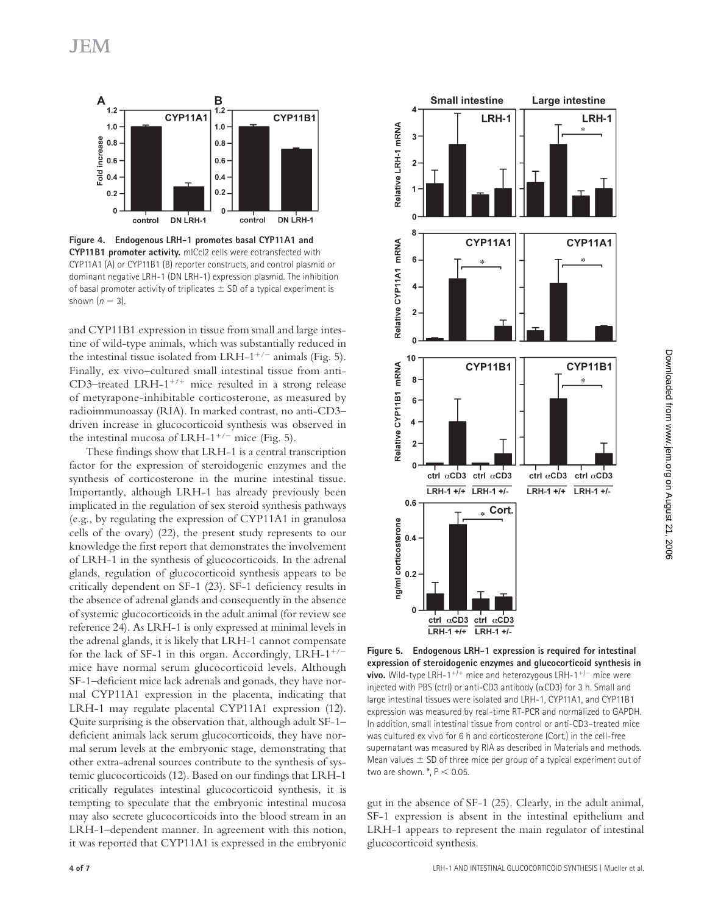**Figure 4. Endogenous LRH-1 promotes basal CYP11A1 and CYP11B1 promoter activity.** mICcl2 cells were cotransfected with CYP11A1 (A) or CYP11B1 (B) reporter constructs, and control plasmid or dominant negative LRH-1 (DN LRH-1) expression plasmid. The inhibition of basal promoter activity of triplicates ± SD of a typical experiment is shown ($n = 3$).

and CYP11B1 expression in tissue from small and large intestine of wild-type animals, which was substantially reduced in the intestinal tissue isolated from LRH-$1^{+/-}$ animals (Fig. 5). Finally, ex vivo–cultured small intestinal tissue from anti-CD3–treated LRH-$1^{+/+}$ mice resulted in a strong release of metyrapone-inhibitable corticosterone, as measured by radioimmunoassay (RIA). In marked contrast, no anti-CD3–driven increase in glucocorticoid synthesis was observed in the intestinal mucosa of LRH-$1^{+/-}$ mice (Fig. 5).

These findings show that LRH-1 is a central transcription factor for the expression of steroidogenic enzymes and the synthesis of corticosterone in the murine intestinal tissue. Importantly, although LRH-1 has already previously been implicated in the regulation of sex steroid synthesis pathways (e.g., by regulating the expression of CYP11A1 in granulosa cells of the ovary) (22), the present study represents to our knowledge the first report that demonstrates the involvement of LRH-1 in the synthesis of glucocorticoids. In the adrenal glands, regulation of glucocorticoid synthesis appears to be critically dependent on SF-1 (23). SF-1 deficiency results in the absence of adrenal glands and consequently in the absence of systemic glucocorticoids in the adult animal (for review see reference 24). As LRH-1 is only expressed at minimal levels in the adrenal glands, it is likely that LRH-1 cannot compensate for the lack of SF-1 in this organ. Accordingly, LRH-$1^{+/-}$ mice have normal serum glucocorticoid levels. Although SF-1–deficient mice lack adrenals and gonads, they have normal CYP11A1 expression in the placenta, indicating that LRH-1 may regulate placental CYP11A1 expression (12). Quite surprising is the observation that, although adult SF-1–deficient animals lack serum glucocorticoids, they have normal serum levels at the embryonic stage, demonstrating that other extra-adrenal sources contribute to the synthesis of systemic glucocorticoids (12). Based on our findings that LRH-1 critically regulates intestinal glucocorticoid synthesis, it is tempting to speculate that the embryonic intestinal mucosa may also secrete glucocorticoids into the blood stream in an LRH-1–dependent manner. In agreement with this notion, it was reported that CYP11A1 is expressed in the embryonic gut in the absence of SF-1 (25). Clearly, in the adult animal, SF-1 expression is absent in the intestinal epithelium and LRH-1 appears to represent the main regulator of intestinal glucocorticoid synthesis.

**Figure 5. Endogenous LRH-1 expression is required for intestinal expression of steroidogenic enzymes and glucocorticoid synthesis in vivo.** Wild-type LRH-$1^{+/+}$ mice and heterozygous LRH-$1^{+/-}$ mice were injected with PBS (ctrl) or anti-CD3 antibody (αCD3) for 3 h. Small and large intestinal tissues were isolated and LRH-1, CYP11A1, and CYP11B1 expression was measured by real-time RT-PCR and normalized to GAPDH. In addition, small intestinal tissue from control or anti-CD3–treated mice was cultured ex vivo for 6 h and corticosterone (Cort.) in the cell-free supernatant was measured by RIA as described in Materials and methods. Mean values ± SD of three mice per group of a typical experiment out of two are shown. *, $P < 0.05$.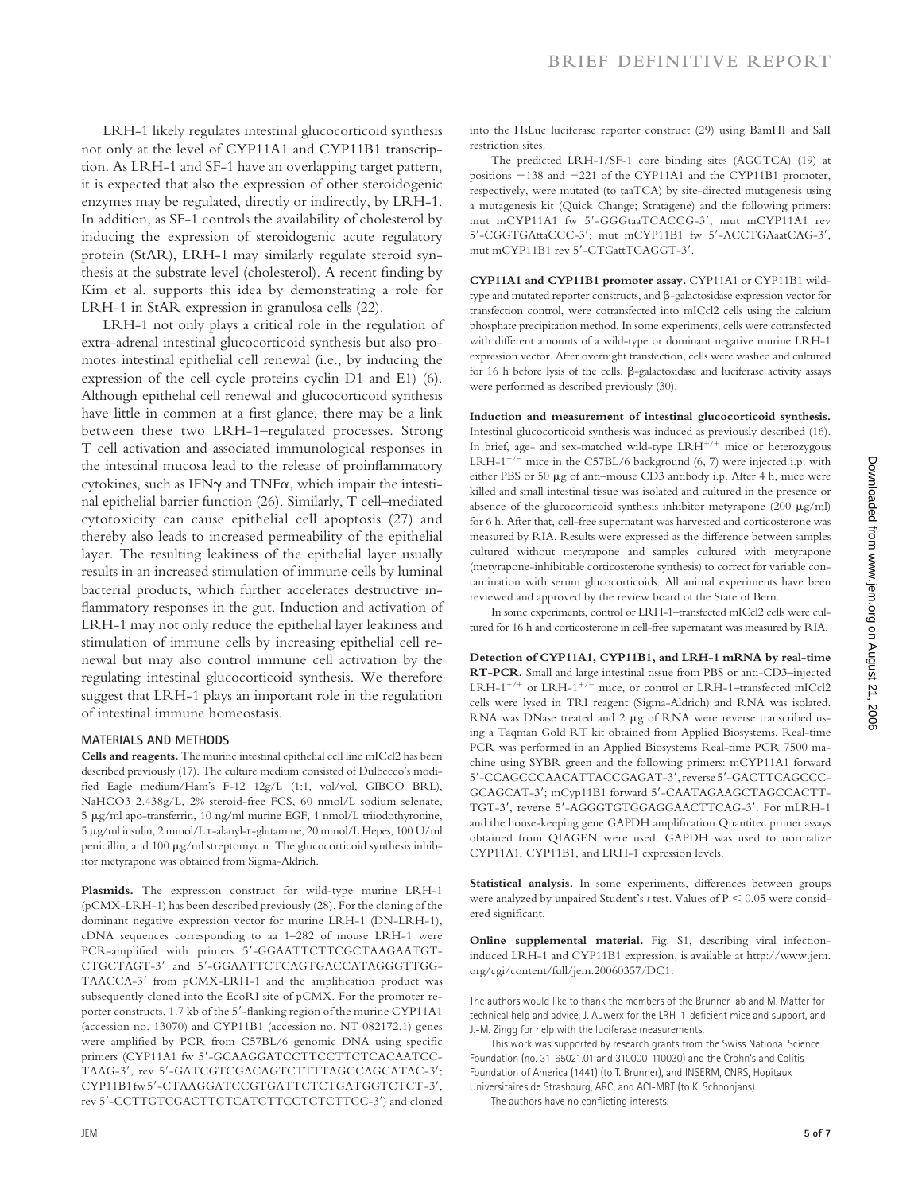LRH-1 likely regulates intestinal glucocorticoid synthesis not only at the level of CYP11A1 and CYP11B1 transcription. As LRH-1 and SF-1 have an overlapping target pattern, it is expected that also the expression of other steroidogenic enzymes may be regulated, directly or indirectly, by LRH-1. In addition, as SF-1 controls the availability of cholesterol by inducing the expression of steroidogenic acute regulatory protein (StAR), LRH-1 may similarly regulate steroid synthesis at the substrate level (cholesterol). A recent finding by Kim et al. supports this idea by demonstrating a role for LRH-1 in StAR expression in granulosa cells (22).

LRH-1 not only plays a critical role in the regulation of extra-adrenal intestinal glucocorticoid synthesis but also promotes intestinal epithelial cell renewal (i.e., by inducing the expression of the cell cycle proteins cyclin D1 and E1) (6). Although epithelial cell renewal and glucocorticoid synthesis have little in common at a first glance, there may be a link between these two LRH-1–regulated processes. Strong T cell activation and associated immunological responses in the intestinal mucosa lead to the release of proinflammatory cytokines, such as IFNγ and TNFα, which impair the intestinal epithelial barrier function (26). Similarly, T cell–mediated cytotoxicity can cause epithelial cell apoptosis (27) and thereby also leads to increased permeability of the epithelial layer. The resulting leakiness of the epithelial layer usually results in an increased stimulation of immune cells by luminal bacterial products, which further accelerates destructive inflammatory responses in the gut. Induction and activation of LRH-1 may not only reduce the epithelial layer leakiness and stimulation of immune cells by increasing epithelial cell renewal but may also control immune cell activation by the regulating intestinal glucocorticoid synthesis. We therefore suggest that LRH-1 plays an important role in the regulation of intestinal immune homeostasis.

## MATERIALS AND METHODS

**Cells and reagents.** The murine intestinal epithelial cell line mICcl2 has been described previously (17). The culture medium consisted of Dulbecco's modified Eagle medium/Ham's F-12 12g/L (1:1, vol/vol, GIBCO BRL), $NaHCO_3$ 2.438g/L, 2% steroid-free FCS, 60 nmol/L sodium selenate, 5 μg/ml apo-transferrin, 10 ng/ml murine EGF, 1 nmol/L triiodothyronine, 5 μg/ml insulin, 2 mmol/L L-alanyl-L-glutamine, 20 mmol/L Hepes, 100 U/ml penicillin, and 100 μg/ml streptomycin. The glucocorticoid synthesis inhibitor metyrapone was obtained from Sigma-Aldrich.

**Plasmids.** The expression construct for wild-type murine LRH-1 (pCMX-LRH-1) has been described previously (28). For the cloning of the dominant negative expression vector for murine LRH-1 (DN-LRH-1), cDNA sequences corresponding to aa 1–282 of mouse LRH-1 were PCR-amplified with primers 5′-GGAATTCTTCGCTAAGAATGTCTGCTAGT-3′ and 5′-GGAATTCTCAGTGACCATAGGGTTGGTAACCA-3′ from pCMX-LRH-1 and the amplification product was subsequently cloned into the EcoRI site of pCMX. For the promoter reporter constructs, 1.7 kb of the 5′-flanking region of the murine CYP11A1 (accession no. 13070) and CYP11B1 (accession no. NT 082172.1) genes were amplified by PCR from C57BL/6 genomic DNA using specific primers (CYP11A1 fw 5′-GCAAGGATCCTTCCTTCTCACAATCCTAAG-3′, rev 5′-GATCGTCGACAGTCTTTTAGCCAGCATAC-3′; CYP11B1 fw 5′-CTAAGGATCCGTGATTCTCTGATGGTCTCT-3′, rev 5′-CCTTGTCGACTTGTCATCTTCCTCTCTTCC-3′) and cloned into the HsLuc luciferase reporter construct (29) using BamHI and SalI restriction sites.

The predicted LRH-1/SF-1 core binding sites (AGGTCA) (19) at positions −138 and −221 of the CYP11A1 and the CYP11B1 promoter, respectively, were mutated (to taaTCA) by site-directed mutagenesis using a mutagenesis kit (Quick Change; Stratagene) and the following primers: mut mCYP11A1 fw 5′-GGGtaaTCACCG-3′, mut mCYP11A1 rev 5′-CGGTGAttaCCC-3′; mut mCYP11B1 fw 5′-ACCTGAaatCAG-3′, mut mCYP11B1 rev 5′-CTGattTCAGGT-3′.

**CYP11A1 and CYP11B1 promoter assay.** CYP11A1 or CYP11B1 wild-type and mutated reporter constructs, and β-galactosidase expression vector for transfection control, were cotransfected into mICcl2 cells using the calcium phosphate precipitation method. In some experiments, cells were cotransfected with different amounts of a wild-type or dominant negative murine LRH-1 expression vector. After overnight transfection, cells were washed and cultured for 16 h before lysis of the cells. β-galactosidase and luciferase activity assays were performed as described previously (30).

**Induction and measurement of intestinal glucocorticoid synthesis.** Intestinal glucocorticoid synthesis was induced as previously described (16). In brief, age- and sex-matched wild-type LRH$^{+/+}$ mice or heterozygous LRH-1$^{+/-}$ mice in the C57BL/6 background (6, 7) were injected i.p. with either PBS or 50 μg of anti–mouse CD3 antibody i.p. After 4 h, mice were killed and small intestinal tissue was isolated and cultured in the presence or absence of the glucocorticoid synthesis inhibitor metyrapone (200 μg/ml) for 6 h. After that, cell-free supernatant was harvested and corticosterone was measured by RIA. Results were expressed as the difference between samples cultured without metyrapone and samples cultured with metyrapone (metyrapone-inhibitable corticosterone synthesis) to correct for variable contamination with serum glucocorticoids. All animal experiments have been reviewed and approved by the review board of the State of Bern.

In some experiments, control or LRH-1–transfected mICcl2 cells were cultured for 16 h and corticosterone in cell-free supernatant was measured by RIA.

**Detection of CYP11A1, CYP11B1, and LRH-1 mRNA by real-time RT-PCR.** Small and large intestinal tissue from PBS or anti-CD3–injected LRH-1$^{+/+}$ or LRH-1$^{+/-}$ mice, or control or LRH-1–transfected mICcl2 cells were lysed in TRI reagent (Sigma-Aldrich) and RNA was isolated. RNA was DNase treated and 2 μg of RNA were reverse transcribed using a Taqman Gold RT kit obtained from Applied Biosystems. Real-time PCR was performed in an Applied Biosystems Real-time PCR 7500 machine using SYBR green and the following primers: mCYP11A1 forward 5′-CCAGCCCAACATTACCGAGAT-3′, reverse 5′-GACTTCAGCCCGCAGCAT-3′; mCyp11B1 forward 5′-CAATAGAAGCTAGCCACTTTGT-3′, reverse 5′-AGGGTGTGGAGGAACTTCAG-3′. For mLRH-1 and the house-keeping gene GAPDH amplification Quantitec primer assays obtained from QIAGEN were used. GAPDH was used to normalize CYP11A1, CYP11B1, and LRH-1 expression levels.

**Statistical analysis.** In some experiments, differences between groups were analyzed by unpaired Student's t test. Values of $P < 0.05$ were considered significant.

**Online supplemental material.** Fig. S1, describing viral infection-induced LRH-1 and CYP11B1 expression, is available at http://www.jem.org/cgi/content/full/jem.20060357/DC1.

The authors would like to thank the members of the Brunner lab and M. Matter for technical help and advice, J. Auwerx for the LRH-1-deficient mice and support, and J.-M. Zingg for help with the luciferase measurements.

This work was supported by research grants from the Swiss National Science Foundation (no. 31-65021.01 and 310000-110030) and the Crohn's and Colitis Foundation of America (1441) (to T. Brunner), and INSERM, CNRS, Hopitaux Universitaires de Strasbourg, ARC, and ACI-MRT (to K. Schoonjans).

The authors have no conflicting interests.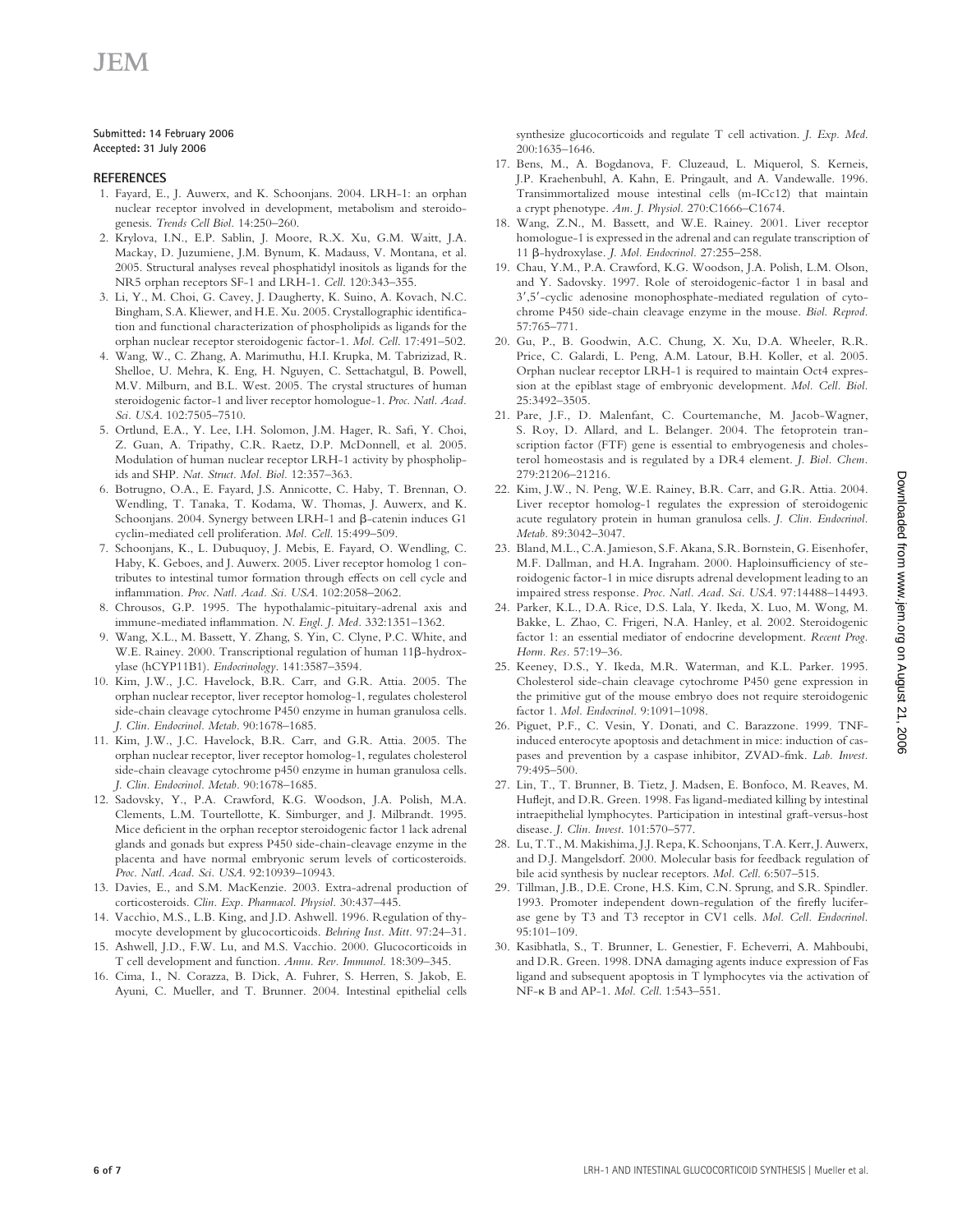Submitted: 14 February 2006
Accepted: 31 July 2006

## REFERENCES

1. Fayard, E., J. Auwerx, and K. Schoonjans. 2004. LRH-1: an orphan nuclear receptor involved in development, metabolism and steroidogenesis. *Trends Cell Biol.* 14:250–260.
2. Krylova, I.N., E.P. Sablin, J. Moore, R.X. Xu, G.M. Waitt, J.A. Mackay, D. Juzumiene, J.M. Bynum, K. Madauss, V. Montana, et al. 2005. Structural analyses reveal phosphatidyl inositols as ligands for the NR5 orphan receptors SF-1 and LRH-1. *Cell.* 120:343–355.
3. Li, Y., M. Choi, G. Cavey, J. Daugherty, K. Suino, A. Kovach, N.C. Bingham, S.A. Kliewer, and H.E. Xu. 2005. Crystallographic identification and functional characterization of phospholipids as ligands for the orphan nuclear receptor steroidogenic factor-1. *Mol. Cell.* 17:491–502.
4. Wang, W., C. Zhang, A. Marimuthu, H.I. Krupka, M. Tabrizizad, R. Shelloe, U. Mehra, K. Eng, H. Nguyen, C. Settachatgul, B. Powell, M.V. Milburn, and B.L. West. 2005. The crystal structures of human steroidogenic factor-1 and liver receptor homologue-1. *Proc. Natl. Acad. Sci. USA.* 102:7505–7510.
5. Ortlund, E.A., Y. Lee, I.H. Solomon, J.M. Hager, R. Safi, Y. Choi, Z. Guan, A. Tripathy, C.R. Raetz, D.P. McDonnell, et al. 2005. Modulation of human nuclear receptor LRH-1 activity by phospholipids and SHP. *Nat. Struct. Mol. Biol.* 12:357–363.
6. Botrugno, O.A., E. Fayard, J.S. Annicotte, C. Haby, T. Brennan, O. Wendling, T. Tanaka, T. Kodama, W. Thomas, J. Auwerx, and K. Schoonjans. 2004. Synergy between LRH-1 and β-catenin induces G1 cyclin-mediated cell proliferation. *Mol. Cell.* 15:499–509.
7. Schoonjans, K., L. Dubuquoy, J. Mebis, E. Fayard, O. Wendling, C. Haby, K. Geboes, and J. Auwerx. 2005. Liver receptor homolog 1 contributes to intestinal tumor formation through effects on cell cycle and inflammation. *Proc. Natl. Acad. Sci. USA.* 102:2058–2062.
8. Chrousos, G.P. 1995. The hypothalamic-pituitary-adrenal axis and immune-mediated inflammation. *N. Engl. J. Med.* 332:1351–1362.
9. Wang, X.L., M. Bassett, Y. Zhang, S. Yin, C. Clyne, P.C. White, and W.E. Rainey. 2000. Transcriptional regulation of human 11β-hydroxylase (hCYP11B1). *Endocrinology.* 141:3587–3594.
10. Kim, J.W., J.C. Havelock, B.R. Carr, and G.R. Attia. 2005. The orphan nuclear receptor, liver receptor homolog-1, regulates cholesterol side-chain cleavage cytochrome P450 enzyme in human granulosa cells. *J. Clin. Endocrinol. Metab.* 90:1678–1685.
11. Kim, J.W., J.C. Havelock, B.R. Carr, and G.R. Attia. 2005. The orphan nuclear receptor, liver receptor homolog-1, regulates cholesterol side-chain cleavage cytochrome p450 enzyme in human granulosa cells. *J. Clin. Endocrinol. Metab.* 90:1678–1685.
12. Sadovsky, Y., P.A. Crawford, K.G. Woodson, J.A. Polish, M.A. Clements, L.M. Tourtellotte, K. Simburger, and J. Milbrandt. 1995. Mice deficient in the orphan receptor steroidogenic factor 1 lack adrenal glands and gonads but express P450 side-chain-cleavage enzyme in the placenta and have normal embryonic serum levels of corticosteroids. *Proc. Natl. Acad. Sci. USA.* 92:10939–10943.
13. Davies, E., and S.M. MacKenzie. 2003. Extra-adrenal production of corticosteroids. *Clin. Exp. Pharmacol. Physiol.* 30:437–445.
14. Vacchio, M.S., L.B. King, and J.D. Ashwell. 1996. Regulation of thymocyte development by glucocorticoids. *Behring Inst. Mitt.* 97:24–31.
15. Ashwell, J.D., F.W. Lu, and M.S. Vacchio. 2000. Glucocorticoids in T cell development and function. *Annu. Rev. Immunol.* 18:309–345.
16. Cima, I., N. Corazza, B. Dick, A. Fuhrer, S. Herren, S. Jakob, E. Ayuni, C. Mueller, and T. Brunner. 2004. Intestinal epithelial cells synthesize glucocorticoids and regulate T cell activation. *J. Exp. Med.* 200:1635–1646.
17. Bens, M., A. Bogdanova, F. Cluzeaud, L. Miquerol, S. Kerneis, J.P. Kraehenbuhl, A. Kahn, E. Pringault, and A. Vandewalle. 1996. Transimmortalized mouse intestinal cells (m-ICc12) that maintain a crypt phenotype. *Am. J. Physiol.* 270:C1666–C1674.
18. Wang, Z.N., M. Bassett, and W.E. Rainey. 2001. Liver receptor homologue-1 is expressed in the adrenal and can regulate transcription of 11 β-hydroxylase. *J. Mol. Endocrinol.* 27:255–258.
19. Chau, Y.M., P.A. Crawford, K.G. Woodson, J.A. Polish, L.M. Olson, and Y. Sadovsky. 1997. Role of steroidogenic-factor 1 in basal and 3′,5′-cyclic adenosine monophosphate-mediated regulation of cytochrome P450 side-chain cleavage enzyme in the mouse. *Biol. Reprod.* 57:765–771.
20. Gu, P., B. Goodwin, A.C. Chung, X. Xu, D.A. Wheeler, R.R. Price, C. Galardi, L. Peng, A.M. Latour, B.H. Koller, et al. 2005. Orphan nuclear receptor LRH-1 is required to maintain Oct4 expression at the epiblast stage of embryonic development. *Mol. Cell. Biol.* 25:3492–3505.
21. Pare, J.F., D. Malenfant, C. Courtemanche, M. Jacob-Wagner, S. Roy, D. Allard, and L. Belanger. 2004. The fetoprotein transcription factor (FTF) gene is essential to embryogenesis and cholesterol homeostasis and is regulated by a DR4 element. *J. Biol. Chem.* 279:21206–21216.
22. Kim, J.W., N. Peng, W.E. Rainey, B.R. Carr, and G.R. Attia. 2004. Liver receptor homolog-1 regulates the expression of steroidogenic acute regulatory protein in human granulosa cells. *J. Clin. Endocrinol. Metab.* 89:3042–3047.
23. Bland, M.L., C.A. Jamieson, S.F. Akana, S.R. Bornstein, G. Eisenhofer, M.F. Dallman, and H.A. Ingraham. 2000. Haploinsufficiency of steroidogenic factor-1 in mice disrupts adrenal development leading to an impaired stress response. *Proc. Natl. Acad. Sci. USA.* 97:14488–14493.
24. Parker, K.L., D.A. Rice, D.S. Lala, Y. Ikeda, X. Luo, M. Wong, M. Bakke, L. Zhao, C. Frigeri, N.A. Hanley, et al. 2002. Steroidogenic factor 1: an essential mediator of endocrine development. *Recent Prog. Horm. Res.* 57:19–36.
25. Keeney, D.S., Y. Ikeda, M.R. Waterman, and K.L. Parker. 1995. Cholesterol side-chain cleavage cytochrome P450 gene expression in the primitive gut of the mouse embryo does not require steroidogenic factor 1. *Mol. Endocrinol.* 9:1091–1098.
26. Piguet, P.F., C. Vesin, Y. Donati, and C. Barazzone. 1999. TNF-induced enterocyte apoptosis and detachment in mice: induction of caspases and prevention by a caspase inhibitor, ZVAD-fmk. *Lab. Invest.* 79:495–500.
27. Lin, T., T. Brunner, B. Tietz, J. Madsen, E. Bonfoco, M. Reaves, M. Huflejt, and D.R. Green. 1998. Fas ligand-mediated killing by intestinal intraepithelial lymphocytes. Participation in intestinal graft-versus-host disease. *J. Clin. Invest.* 101:570–577.
28. Lu, T.T., M. Makishima, J.J. Repa, K. Schoonjans, T.A. Kerr, J. Auwerx, and D.J. Mangelsdorf. 2000. Molecular basis for feedback regulation of bile acid synthesis by nuclear receptors. *Mol. Cell.* 6:507–515.
29. Tillman, J.B., D.E. Crone, H.S. Kim, C.N. Sprung, and S.R. Spindler. 1993. Promoter independent down-regulation of the firefly luciferase gene by T3 and T3 receptor in CV1 cells. *Mol. Cell. Endocrinol.* 95:101–109.
30. Kasibhatla, S., T. Brunner, L. Genestier, F. Echeverri, A. Mahboubi, and D.R. Green. 1998. DNA damaging agents induce expression of Fas ligand and subsequent apoptosis in T lymphocytes via the activation of NF-κ B and AP-1. *Mol. Cell.* 1:543–551.